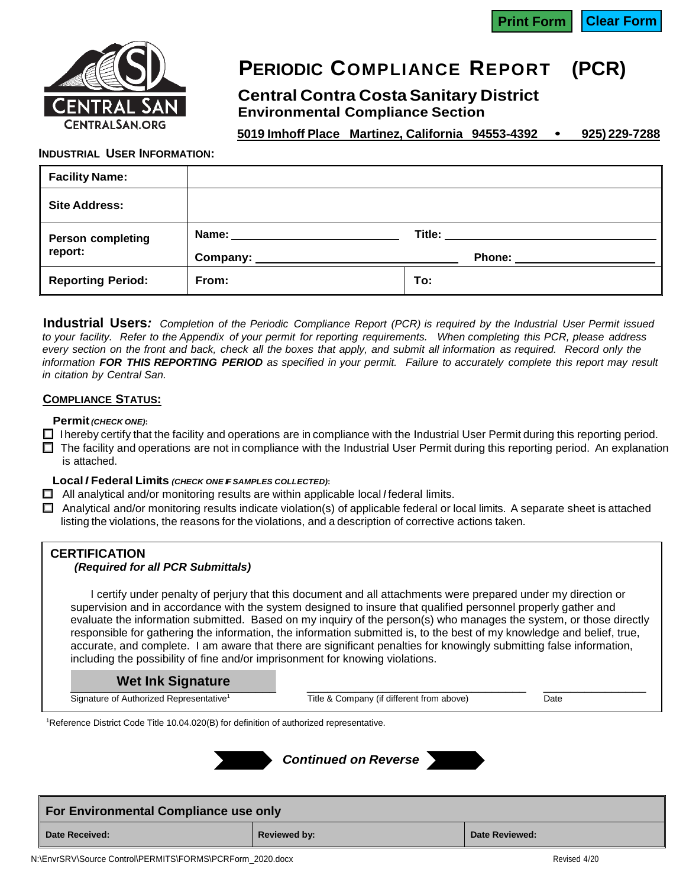Print Form | Clear Form

CENTRAL SAN
CENTRALSAN.ORG

# PERIODIC COMPLIANCE REPORT (PCR)

## Central Contra Costa Sanitary District
### Environmental Compliance Section

**5019 Imhoff Place Martinez, California 94553-4392 • 925) 229-7288**

**INDUSTRIAL USER INFORMATION:**

| | | |
|---|---|---|
| **Facility Name:** | | |
| **Site Address:** | | |
| **Person completing report:** | **Name:** ______________ **Company:** ______________ | **Title:** ______________ **Phone:** ______________ |
| **Reporting Period:** | **From:** | **To:** |

**Industrial Users***:* *Completion of the Periodic Compliance Report (PCR) is required by the Industrial User Permit issued to your facility. Refer to the Appendix of your permit for reporting requirements. When completing this PCR, please address every section on the front and back, check all the boxes that apply, and submit all information as required. Record only the information* ***FOR THIS REPORTING PERIOD*** *as specified in your permit. Failure to accurately complete this report may result in citation by Central San.*

**COMPLIANCE STATUS:**

**Permit** ***(CHECK ONE)*:**

- ☐ I hereby certify that the facility and operations are in compliance with the Industrial User Permit during this reporting period.
- ☐ The facility and operations are not in compliance with the Industrial User Permit during this reporting period. An explanation is attached.

**Local / Federal Limits** ***(CHECK ONE IF SAMPLES COLLECTED)*:**

- ☐ All analytical and/or monitoring results are within applicable local / federal limits.
- ☐ Analytical and/or monitoring results indicate violation(s) of applicable federal or local limits. A separate sheet is attached listing the violations, the reasons for the violations, and a description of corrective actions taken.

**CERTIFICATION**
***(Required for all PCR Submittals)***

I certify under penalty of perjury that this document and all attachments were prepared under my direction or supervision and in accordance with the system designed to insure that qualified personnel properly gather and evaluate the information submitted. Based on my inquiry of the person(s) who manages the system, or those directly responsible for gathering the information, the information submitted is, to the best of my knowledge and belief, true, accurate, and complete. I am aware that there are significant penalties for knowingly submitting false information, including the possibility of fine and/or imprisonment for knowing violations.

| **Wet Ink Signature** | | |
|---|---|---|
| Signature of Authorized Representative[1] | Title & Company (if different from above) | Date |

[1]Reference District Code Title 10.04.020(B) for definition of authorized representative.

***Continued on Reverse***

| **For Environmental Compliance use only** | | |
|---|---|---|
| **Date Received:** | **Reviewed by:** | **Date Reviewed:** |

N:\EnvrSRV\Source Control\PERMITS\FORMS\PCRForm_2020.docx Revised 4/20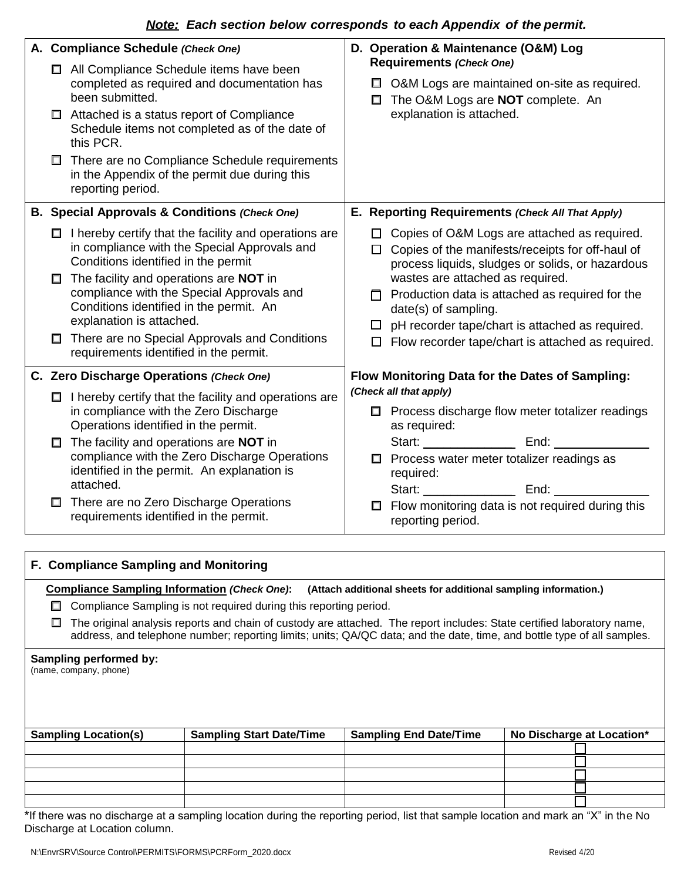***Note:* Each section below corresponds to each Appendix of the permit.**

## A. Compliance Schedule *(Check One)*

- ☐ All Compliance Schedule items have been completed as required and documentation has been submitted.
- ☐ Attached is a status report of Compliance Schedule items not completed as of the date of this PCR.
- ☐ There are no Compliance Schedule requirements in the Appendix of the permit due during this reporting period.

## B. Special Approvals & Conditions *(Check One)*

- ☐ I hereby certify that the facility and operations are in compliance with the Special Approvals and Conditions identified in the permit
- ☐ The facility and operations are **NOT** in compliance with the Special Approvals and Conditions identified in the permit. An explanation is attached.
- ☐ There are no Special Approvals and Conditions requirements identified in the permit.

## C. Zero Discharge Operations *(Check One)*

- ☐ I hereby certify that the facility and operations are in compliance with the Zero Discharge Operations identified in the permit.
- ☐ The facility and operations are **NOT** in compliance with the Zero Discharge Operations identified in the permit. An explanation is attached.
- ☐ There are no Zero Discharge Operations requirements identified in the permit.

## D. Operation & Maintenance (O&M) Log Requirements *(Check One)*

- ☐ O&M Logs are maintained on-site as required.
- ☐ The O&M Logs are **NOT** complete. An explanation is attached.

## E. Reporting Requirements *(Check All That Apply)*

- ☐ Copies of O&M Logs are attached as required.
- ☐ Copies of the manifests/receipts for off-haul of process liquids, sludges or solids, or hazardous wastes are attached as required.
- ☐ Production data is attached as required for the date(s) of sampling.
- ☐ pH recorder tape/chart is attached as required.
- ☐ Flow recorder tape/chart is attached as required.

**Flow Monitoring Data for the Dates of Sampling:**
***(Check all that apply)***

- ☐ Process discharge flow meter totalizer readings as required:
  Start: ______________ End: ______________
- ☐ Process water meter totalizer readings as required:
  Start: ______________ End: ______________
- ☐ Flow monitoring data is not required during this reporting period.

## F. Compliance Sampling and Monitoring

**Compliance Sampling Information** ***(Check One)*****:** **(Attach additional sheets for additional sampling information.)**

- ☐ Compliance Sampling is not required during this reporting period.
- ☐ The original analysis reports and chain of custody are attached. The report includes: State certified laboratory name, address, and telephone number; reporting limits; units; QA/QC data; and the date, time, and bottle type of all samples.

**Sampling performed by:**
(name, company, phone)

| Sampling Location(s) | Sampling Start Date/Time | Sampling End Date/Time | No Discharge at Location* |
|---|---|---|---|
| | | | ☐ |
| | | | ☐ |
| | | | ☐ |
| | | | ☐ |
| | | | ☐ |

*If there was no discharge at a sampling location during the reporting period, list that sample location and mark an "X" in the No Discharge at Location column.

N:\EnvrSRV\Source Control\PERMITS\FORMS\PCRForm_2020.docx Revised 4/20